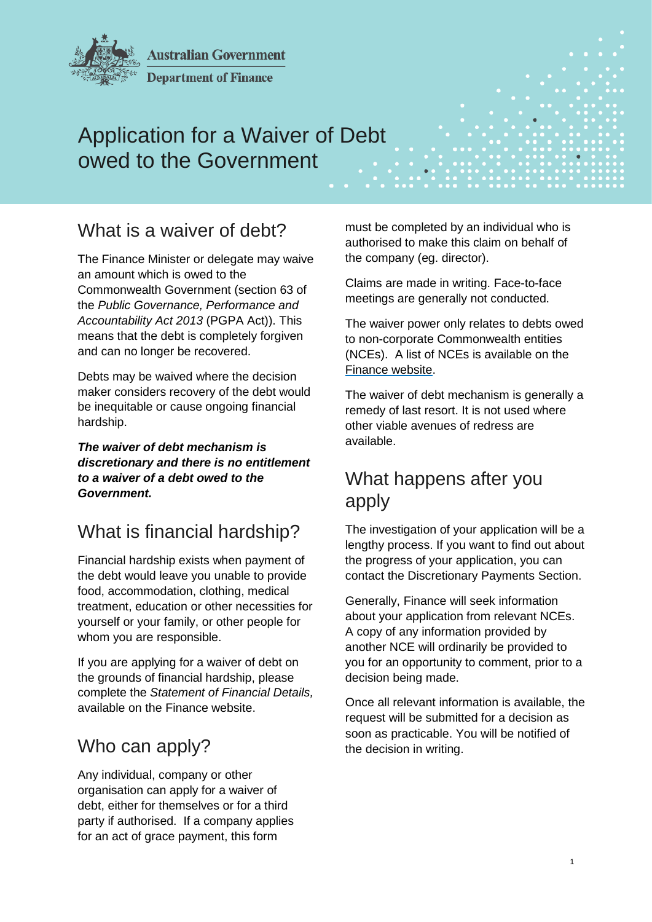Australian Government

Department of Finance

# Application for a Waiver of Debt owed to the Government

## What is a waiver of debt?

The Finance Minister or delegate may waive an amount which is owed to the Commonwealth Government (section 63 of the *Public Governance, Performance and Accountability Act 2013* (PGPA Act)). This means that the debt is completely forgiven and can no longer be recovered.

Debts may be waived where the decision maker considers recovery of the debt would be inequitable or cause ongoing financial hardship.

***The waiver of debt mechanism is discretionary and there is no entitlement to a waiver of a debt owed to the Government.***

## What is financial hardship?

Financial hardship exists when payment of the debt would leave you unable to provide food, accommodation, clothing, medical treatment, education or other necessities for yourself or your family, or other people for whom you are responsible.

If you are applying for a waiver of debt on the grounds of financial hardship, please complete the *Statement of Financial Details,* available on the Finance website.

## Who can apply?

Any individual, company or other organisation can apply for a waiver of debt, either for themselves or for a third party if authorised. If a company applies for an act of grace payment, this form must be completed by an individual who is authorised to make this claim on behalf of the company (eg. director).

Claims are made in writing. Face-to-face meetings are generally not conducted.

The waiver power only relates to debts owed to non-corporate Commonwealth entities (NCEs). A list of NCEs is available on the Finance website.

The waiver of debt mechanism is generally a remedy of last resort. It is not used where other viable avenues of redress are available.

## What happens after you apply

The investigation of your application will be a lengthy process. If you want to find out about the progress of your application, you can contact the Discretionary Payments Section.

Generally, Finance will seek information about your application from relevant NCEs. A copy of any information provided by another NCE will ordinarily be provided to you for an opportunity to comment, prior to a decision being made.

Once all relevant information is available, the request will be submitted for a decision as soon as practicable. You will be notified of the decision in writing.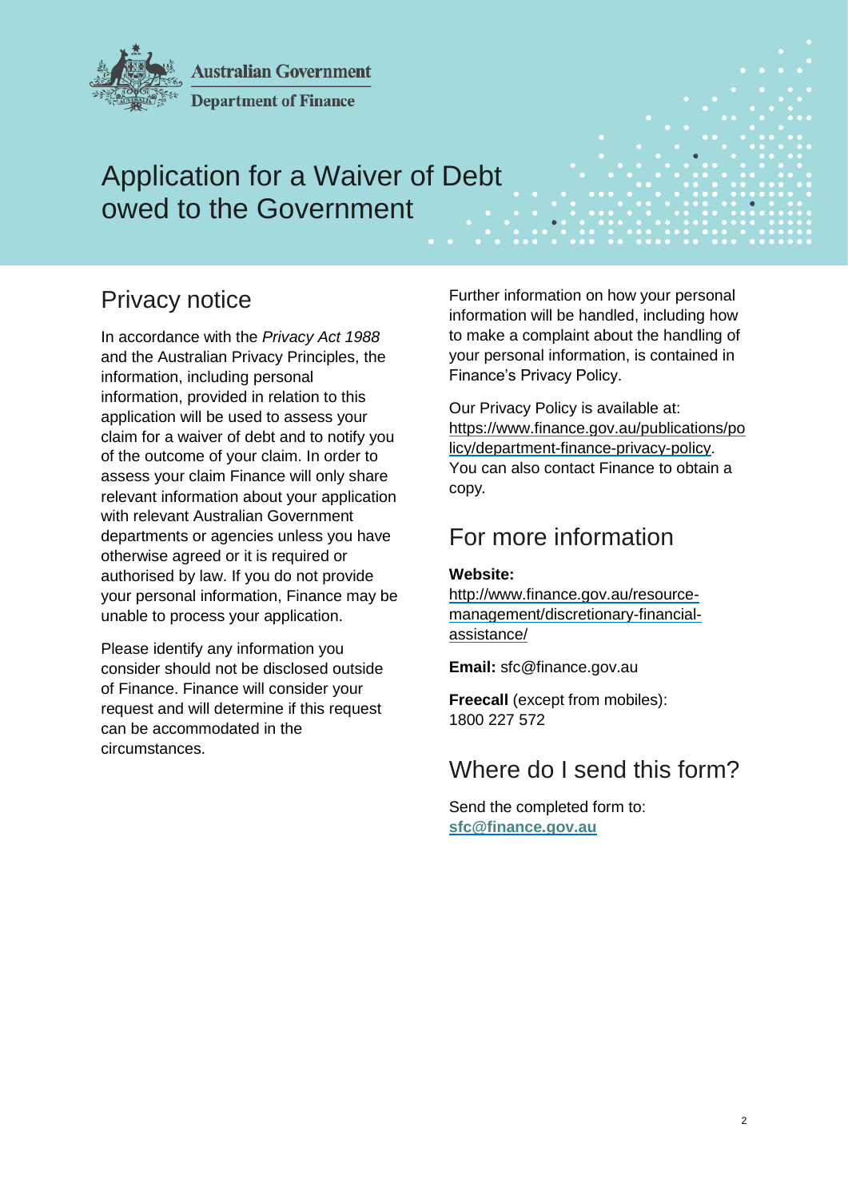Australian Government

Department of Finance

# Application for a Waiver of Debt owed to the Government

## Privacy notice

In accordance with the *Privacy Act 1988* and the Australian Privacy Principles, the information, including personal information, provided in relation to this application will be used to assess your claim for a waiver of debt and to notify you of the outcome of your claim. In order to assess your claim Finance will only share relevant information about your application with relevant Australian Government departments or agencies unless you have otherwise agreed or it is required or authorised by law. If you do not provide your personal information, Finance may be unable to process your application.

Please identify any information you consider should not be disclosed outside of Finance. Finance will consider your request and will determine if this request can be accommodated in the circumstances.

Further information on how your personal information will be handled, including how to make a complaint about the handling of your personal information, is contained in Finance's Privacy Policy.

Our Privacy Policy is available at: https://www.finance.gov.au/publications/policy/department-finance-privacy-policy. You can also contact Finance to obtain a copy.

## For more information

**Website:**
http://www.finance.gov.au/resource-management/discretionary-financial-assistance/

**Email:** sfc@finance.gov.au

**Freecall** (except from mobiles): 1800 227 572

## Where do I send this form?

Send the completed form to:
**sfc@finance.gov.au**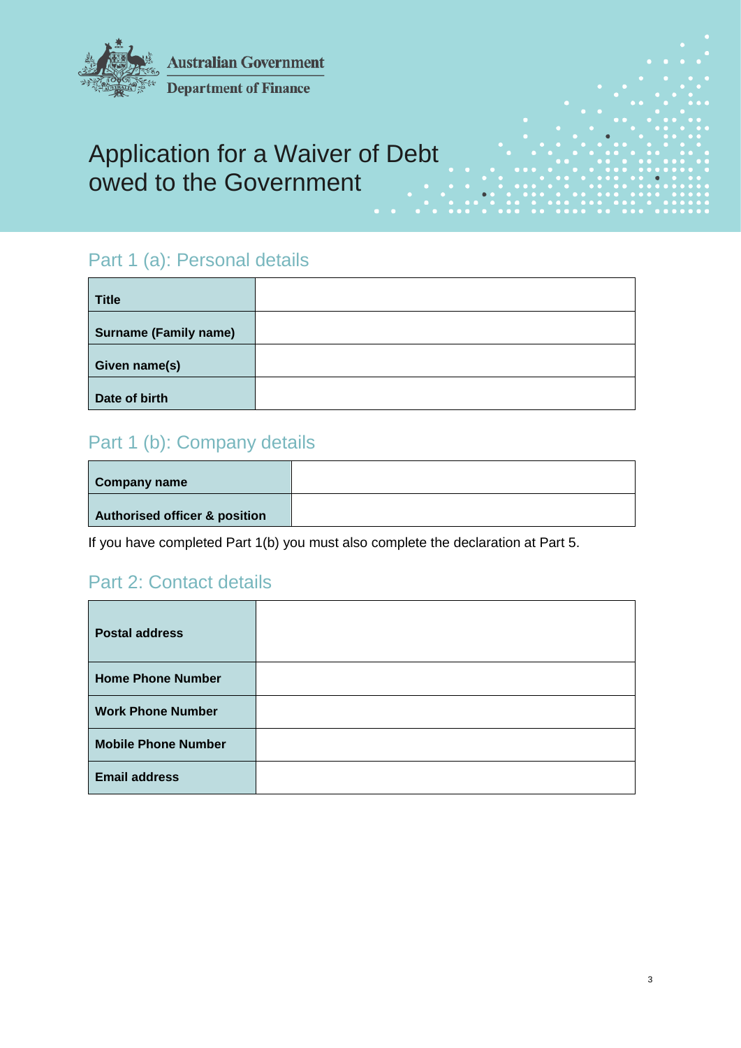Australian Government

Department of Finance

# Application for a Waiver of Debt owed to the Government

## Part 1 (a): Personal details

| | |
|---|---|
| **Title** | |
| **Surname (Family name)** | |
| **Given name(s)** | |
| **Date of birth** | |

## Part 1 (b): Company details

| | |
|---|---|
| **Company name** | |
| **Authorised officer & position** | |

If you have completed Part 1(b) you must also complete the declaration at Part 5.

## Part 2: Contact details

| | |
|---|---|
| **Postal address** | |
| **Home Phone Number** | |
| **Work Phone Number** | |
| **Mobile Phone Number** | |
| **Email address** | |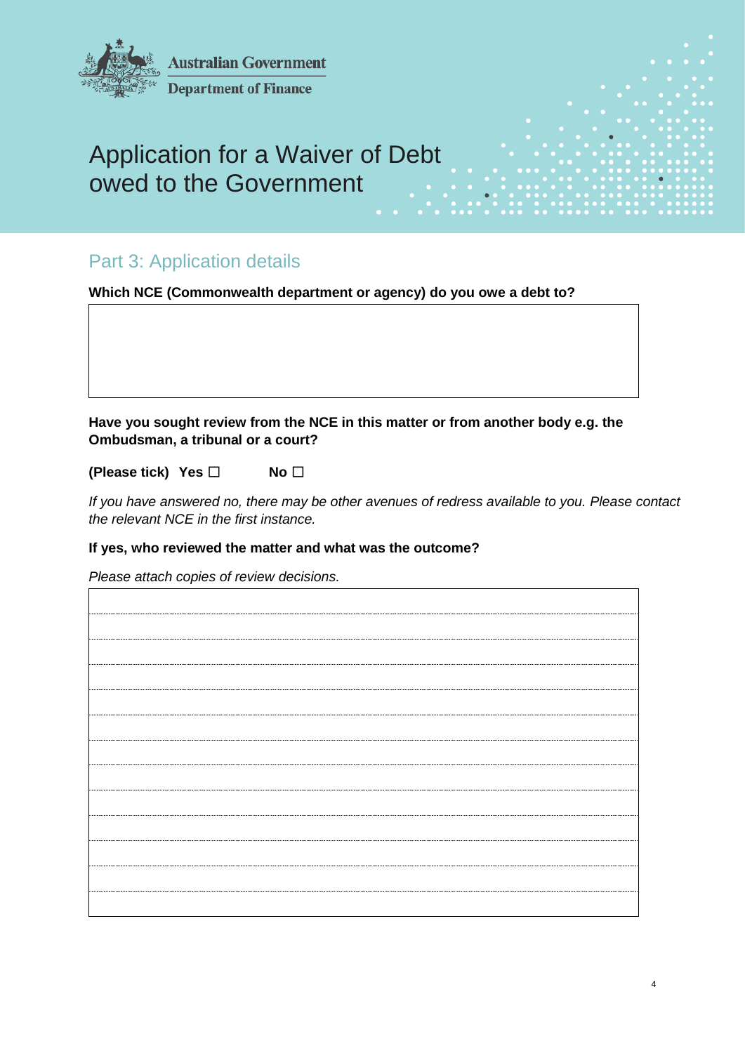Australian Government

Department of Finance

# Application for a Waiver of Debt owed to the Government

## Part 3: Application details

**Which NCE (Commonwealth department or agency) do you owe a debt to?**

**Have you sought review from the NCE in this matter or from another body e.g. the Ombudsman, a tribunal or a court?**

**(Please tick)** **Yes ☐** **No ☐**

*If you have answered no, there may be other avenues of redress available to you. Please contact the relevant NCE in the first instance.*

**If yes, who reviewed the matter and what was the outcome?**

*Please attach copies of review decisions.*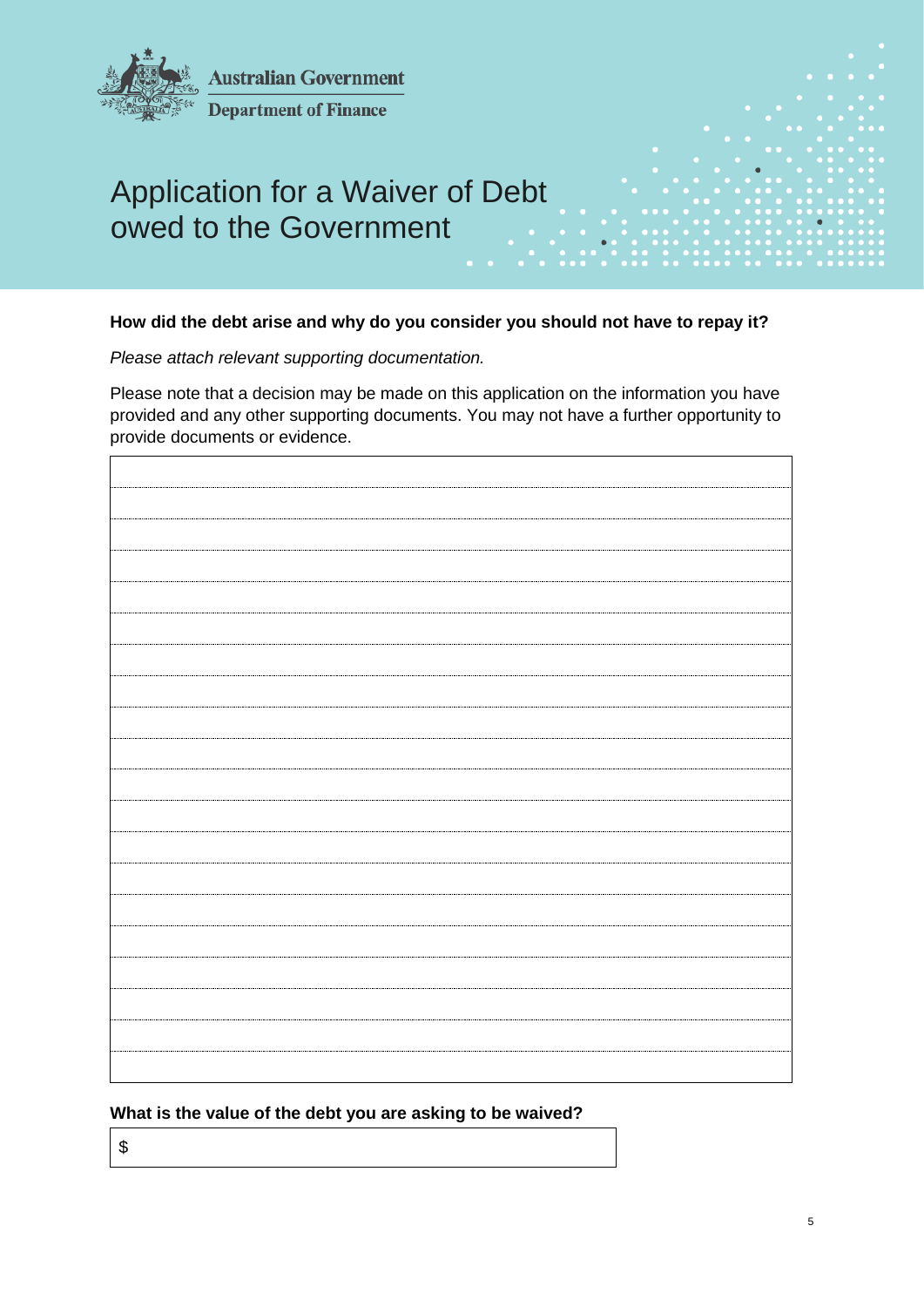Australian Government
Department of Finance

# Application for a Waiver of Debt owed to the Government

**How did the debt arise and why do you consider you should not have to repay it?**

*Please attach relevant supporting documentation.*

Please note that a decision may be made on this application on the information you have provided and any other supporting documents. You may not have a further opportunity to provide documents or evidence.

**What is the value of the debt you are asking to be waived?**

$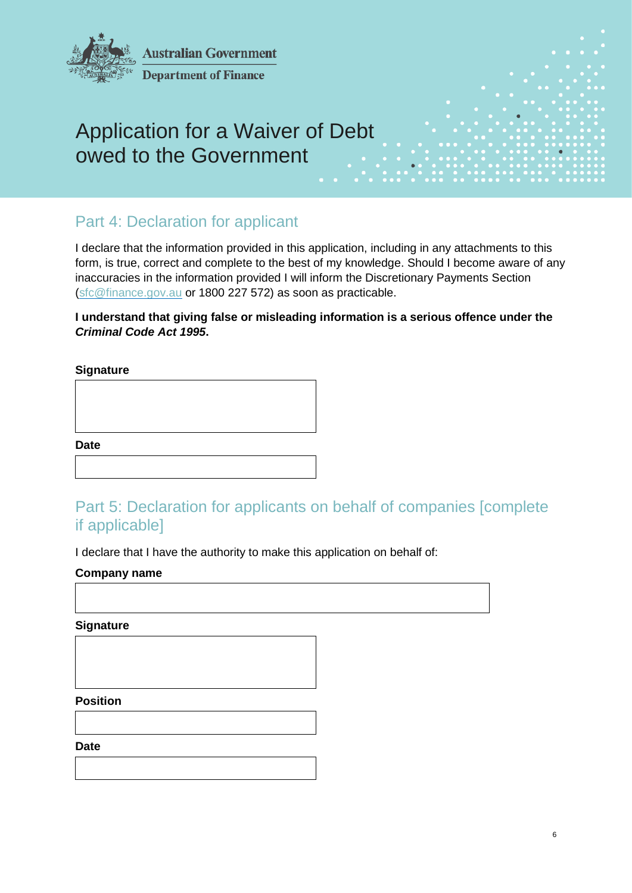Australian Government
Department of Finance

# Application for a Waiver of Debt owed to the Government

## Part 4: Declaration for applicant

I declare that the information provided in this application, including in any attachments to this form, is true, correct and complete to the best of my knowledge. Should I become aware of any inaccuracies in the information provided I will inform the Discretionary Payments Section (sfc@finance.gov.au or 1800 227 572) as soon as practicable.

**I understand that giving false or misleading information is a serious offence under the *Criminal Code Act 1995*.**

**Signature**

**Date**

## Part 5: Declaration for applicants on behalf of companies [complete if applicable]

I declare that I have the authority to make this application on behalf of:

**Company name**

**Signature**

**Position**

**Date**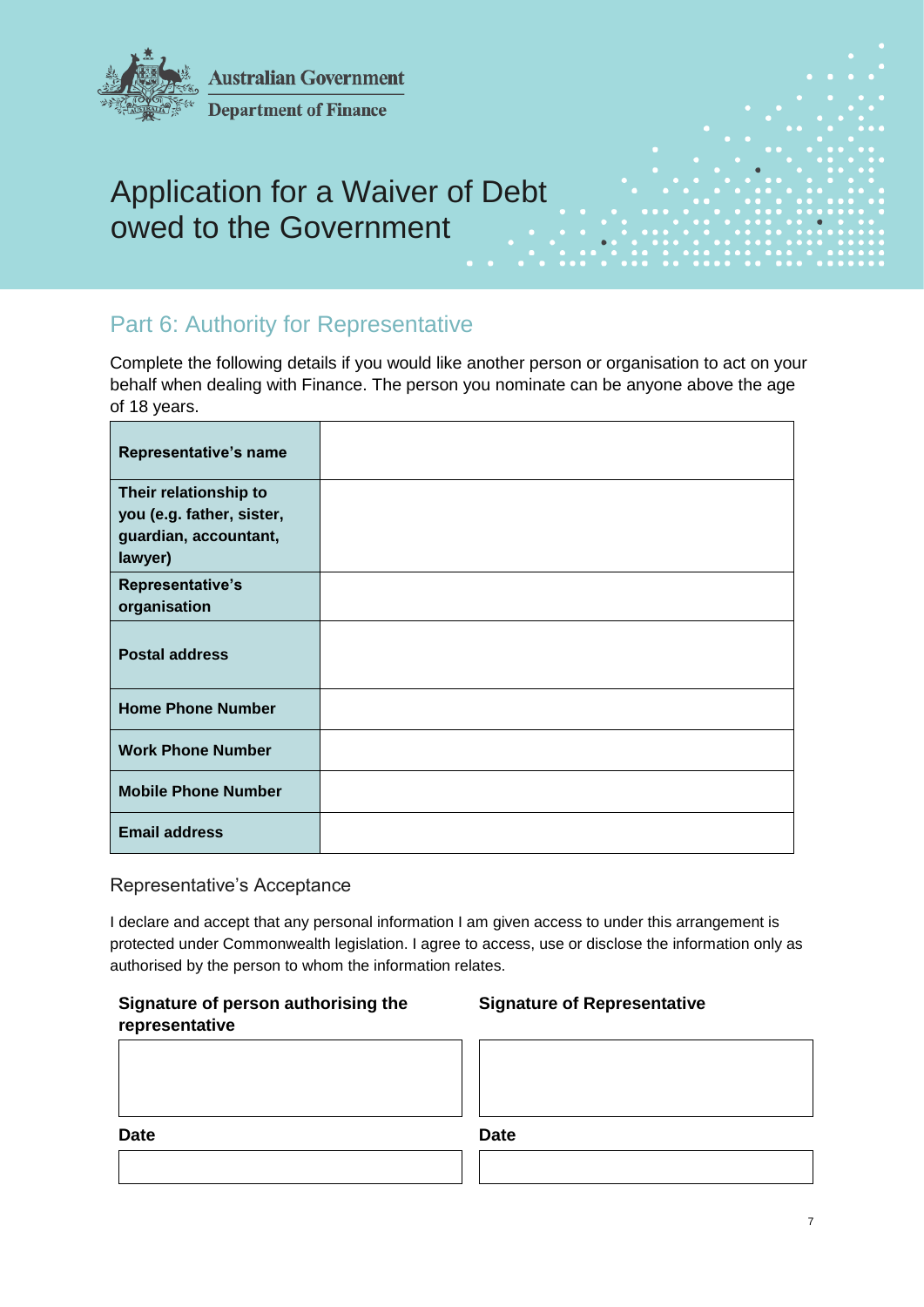Australian Government

Department of Finance

# Application for a Waiver of Debt owed to the Government

## Part 6: Authority for Representative

Complete the following details if you would like another person or organisation to act on your behalf when dealing with Finance. The person you nominate can be anyone above the age of 18 years.

| | |
|---|---|
| **Representative's name** | |
| **Their relationship to you (e.g. father, sister, guardian, accountant, lawyer)** | |
| **Representative's organisation** | |
| **Postal address** | |
| **Home Phone Number** | |
| **Work Phone Number** | |
| **Mobile Phone Number** | |
| **Email address** | |

### Representative's Acceptance

I declare and accept that any personal information I am given access to under this arrangement is protected under Commonwealth legislation. I agree to access, use or disclose the information only as authorised by the person to whom the information relates.

| **Signature of person authorising the representative** | **Signature of Representative** |
|---|---|
| | |
| **Date** | **Date** |
| | |